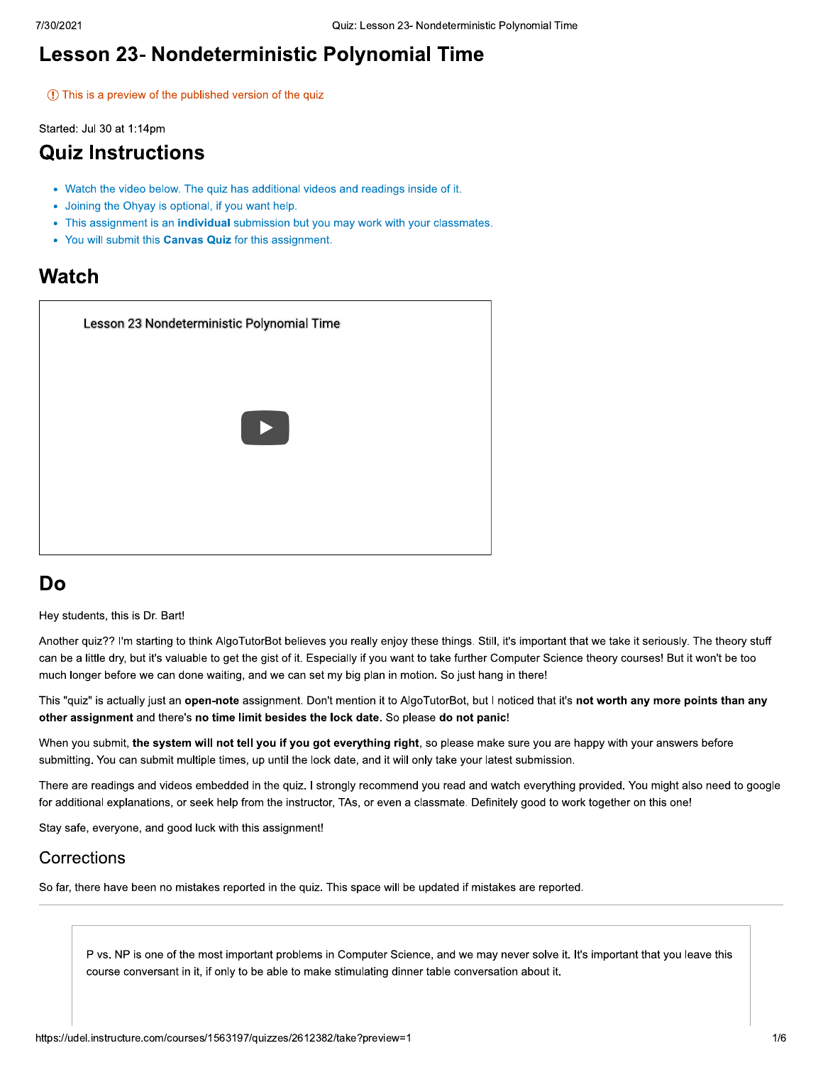# Lesson 23- Nondeterministic Polynomial Time

ⓘ This is a preview of the published version of the quiz

Started: Jul 30 at 1:14pm

## Quiz Instructions

- Watch the video below. The quiz has additional videos and readings inside of it.
- Joining the Ohyay is optional, if you want help.
- This assignment is an **individual** submission but you may work with your classmates.
- You will submit this **Canvas Quiz** for this assignment.

## Watch

Lesson 23 Nondeterministic Polynomial Time

## Do

Hey students, this is Dr. Bart!

Another quiz?? I'm starting to think AlgoTutorBot believes you really enjoy these things. Still, it's important that we take it seriously. The theory stuff can be a little dry, but it's valuable to get the gist of it. Especially if you want to take further Computer Science theory courses! But it won't be too much longer before we can done waiting, and we can set my big plan in motion. So just hang in there!

This "quiz" is actually just an **open-note** assignment. Don't mention it to AlgoTutorBot, but I noticed that it's **not worth any more points than any other assignment** and there's **no time limit besides the lock date.** So please **do not panic**!

When you submit, **the system will not tell you if you got everything right**, so please make sure you are happy with your answers before submitting. You can submit multiple times, up until the lock date, and it will only take your latest submission.

There are readings and videos embedded in the quiz. I strongly recommend you read and watch everything provided. You might also need to google for additional explanations, or seek help from the instructor, TAs, or even a classmate. Definitely good to work together on this one!

Stay safe, everyone, and good luck with this assignment!

### Corrections

So far, there have been no mistakes reported in the quiz. This space will be updated if mistakes are reported.

---

P vs. NP is one of the most important problems in Computer Science, and we may never solve it. It's important that you leave this course conversant in it, if only to be able to make stimulating dinner table conversation about it.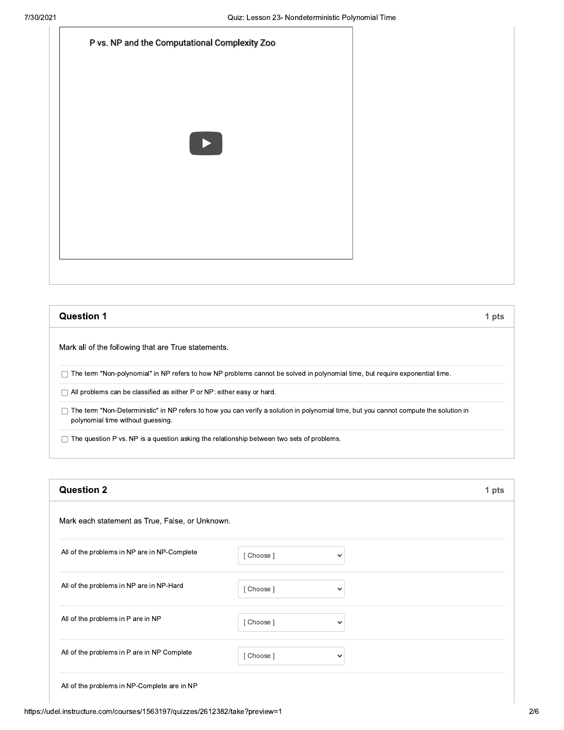P vs. NP and the Computational Complexity Zoo

## Question 1

1 pts

Mark all of the following that are True statements.

- [ ] The term "Non-polynomial" in NP refers to how NP problems cannot be solved in polynomial time, but require exponential time.
- [ ] All problems can be classified as either P or NP: either easy or hard.
- [ ] The term "Non-Deterministic" in NP refers to how you can verify a solution in polynomial time, but you cannot compute the solution in polynomial time without guessing.
- [ ] The question P vs. NP is a question asking the relationship between two sets of problems.

## Question 2

1 pts

Mark each statement as True, False, or Unknown.

| Statement | Answer |
| --- | --- |
| All of the problems in NP are in NP-Complete | [ Choose ] |
| All of the problems in NP are in NP-Hard | [ Choose ] |
| All of the problems in P are in NP | [ Choose ] |
| All of the problems in P are in NP Complete | [ Choose ] |
| All of the problems in NP-Complete are in NP | |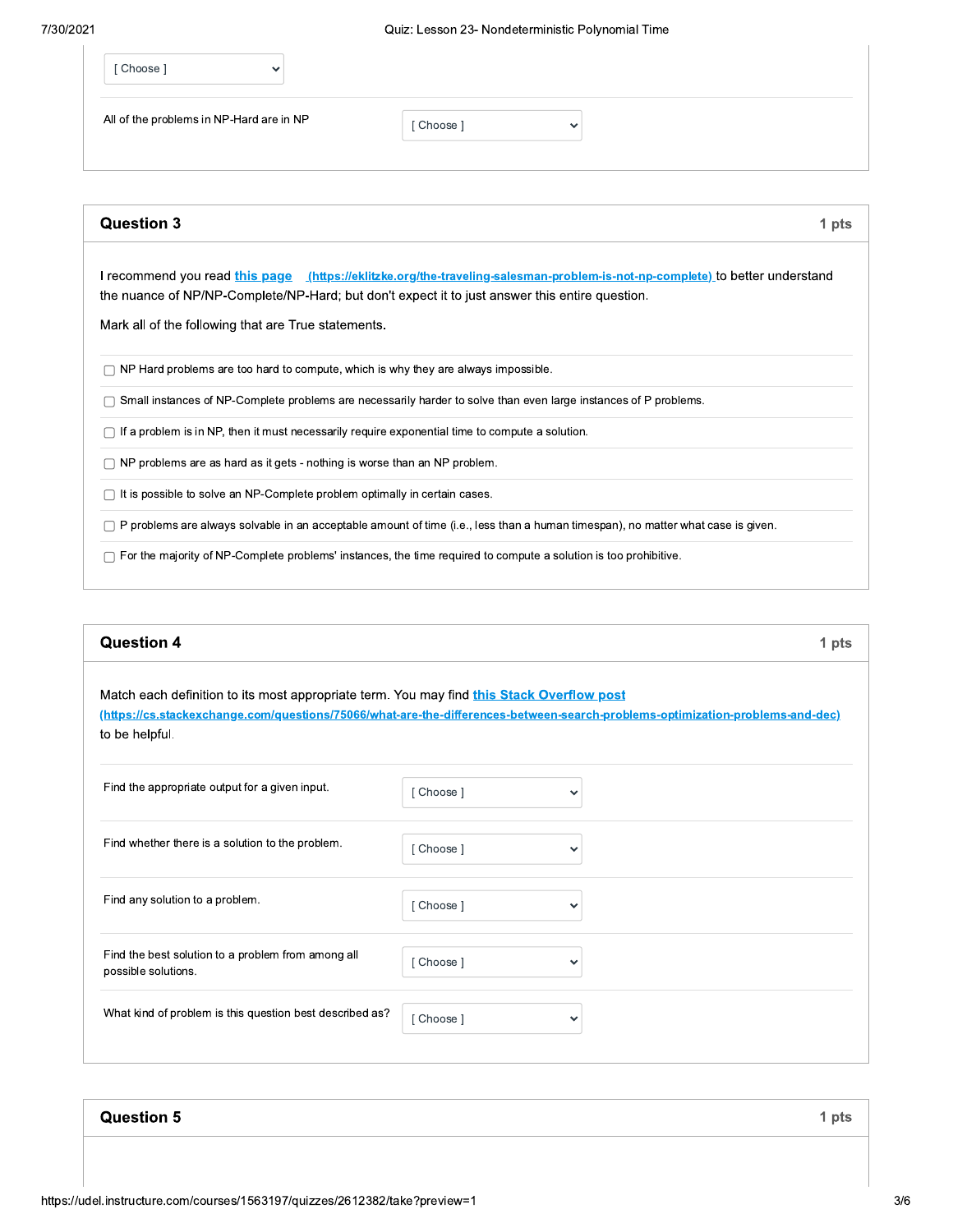[ Choose ]

All of the problems in NP-Hard are in NP [ Choose ]

## Question 3

1 pts

I recommend you read [this page](https://eklitzke.org/the-traveling-salesman-problem-is-not-np-complete) (https://eklitzke.org/the-traveling-salesman-problem-is-not-np-complete) to better understand the nuance of NP/NP-Complete/NP-Hard; but don't expect it to just answer this entire question.

Mark all of the following that are True statements.

- [ ] NP Hard problems are too hard to compute, which is why they are always impossible.
- [ ] Small instances of NP-Complete problems are necessarily harder to solve than even large instances of P problems.
- [ ] If a problem is in NP, then it must necessarily require exponential time to compute a solution.
- [ ] NP problems are as hard as it gets - nothing is worse than an NP problem.
- [ ] It is possible to solve an NP-Complete problem optimally in certain cases.
- [ ] P problems are always solvable in an acceptable amount of time (i.e., less than a human timespan), no matter what case is given.
- [ ] For the majority of NP-Complete problems' instances, the time required to compute a solution is too prohibitive.

## Question 4

1 pts

Match each definition to its most appropriate term. You may find [this Stack Overflow post](https://cs.stackexchange.com/questions/75066/what-are-the-differences-between-search-problems-optimization-problems-and-dec) (https://cs.stackexchange.com/questions/75066/what-are-the-differences-between-search-problems-optimization-problems-and-dec) to be helpful.

| | |
|---|---|
| Find the appropriate output for a given input. | [ Choose ] |
| Find whether there is a solution to the problem. | [ Choose ] |
| Find any solution to a problem. | [ Choose ] |
| Find the best solution to a problem from among all possible solutions. | [ Choose ] |
| What kind of problem is this question best described as? | [ Choose ] |

## Question 5

1 pts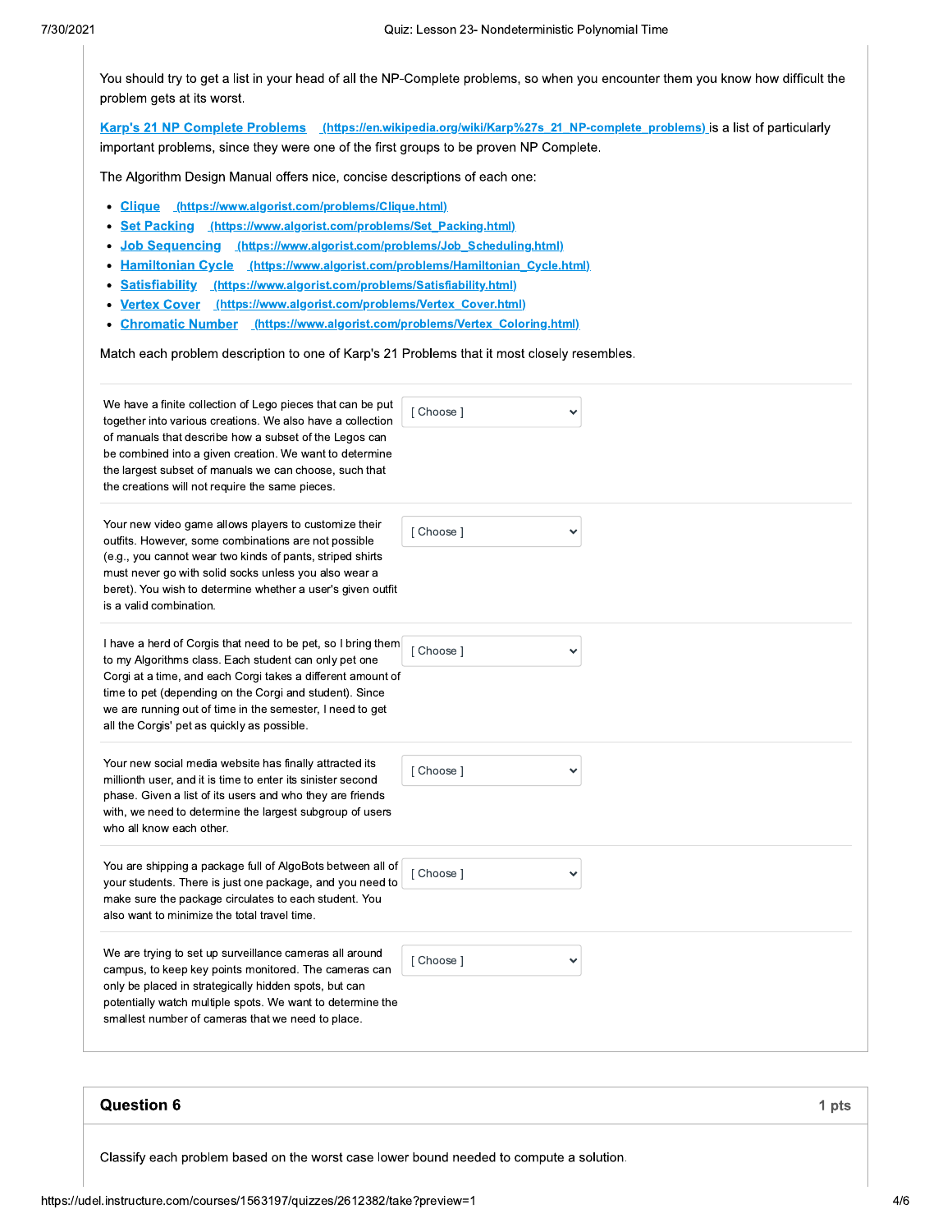You should try to get a list in your head of all the NP-Complete problems, so when you encounter them you know how difficult the problem gets at its worst.

[Karp's 21 NP Complete Problems (https://en.wikipedia.org/wiki/Karp%27s_21_NP-complete_problems)](https://en.wikipedia.org/wiki/Karp%27s_21_NP-complete_problems) is a list of particularly important problems, since they were one of the first groups to be proven NP Complete.

The Algorithm Design Manual offers nice, concise descriptions of each one:

- [Clique (https://www.algorist.com/problems/Clique.html)](https://www.algorist.com/problems/Clique.html)
- [Set Packing (https://www.algorist.com/problems/Set_Packing.html)](https://www.algorist.com/problems/Set_Packing.html)
- [Job Sequencing (https://www.algorist.com/problems/Job_Scheduling.html)](https://www.algorist.com/problems/Job_Scheduling.html)
- [Hamiltonian Cycle (https://www.algorist.com/problems/Hamiltonian_Cycle.html)](https://www.algorist.com/problems/Hamiltonian_Cycle.html)
- [Satisfiability (https://www.algorist.com/problems/Satisfiability.html)](https://www.algorist.com/problems/Satisfiability.html)
- [Vertex Cover (https://www.algorist.com/problems/Vertex_Cover.html)](https://www.algorist.com/problems/Vertex_Cover.html)
- [Chromatic Number (https://www.algorist.com/problems/Vertex_Coloring.html)](https://www.algorist.com/problems/Vertex_Coloring.html)

Match each problem description to one of Karp's 21 Problems that it most closely resembles.

| Problem | Answer |
|---|---|
| We have a finite collection of Lego pieces that can be put together into various creations. We also have a collection of manuals that describe how a subset of the Legos can be combined into a given creation. We want to determine the largest subset of manuals we can choose, such that the creations will not require the same pieces. | [ Choose ] |
| Your new video game allows players to customize their outfits. However, some combinations are not possible (e.g., you cannot wear two kinds of pants, striped shirts must never go with solid socks unless you also wear a beret). You wish to determine whether a user's given outfit is a valid combination. | [ Choose ] |
| I have a herd of Corgis that need to be pet, so I bring them to my Algorithms class. Each student can only pet one Corgi at a time, and each Corgi takes a different amount of time to pet (depending on the Corgi and student). Since we are running out of time in the semester, I need to get all the Corgis' pet as quickly as possible. | [ Choose ] |
| Your new social media website has finally attracted its millionth user, and it is time to enter its sinister second phase. Given a list of its users and who they are friends with, we need to determine the largest subgroup of users who all know each other. | [ Choose ] |
| You are shipping a package full of AlgoBots between all of your students. There is just one package, and you need to make sure the package circulates to each student. You also want to minimize the total travel time. | [ Choose ] |
| We are trying to set up surveillance cameras all around campus, to keep key points monitored. The cameras can only be placed in strategically hidden spots, but can potentially watch multiple spots. We want to determine the smallest number of cameras that we need to place. | [ Choose ] |

## Question 6

1 pts

Classify each problem based on the worst case lower bound needed to compute a solution.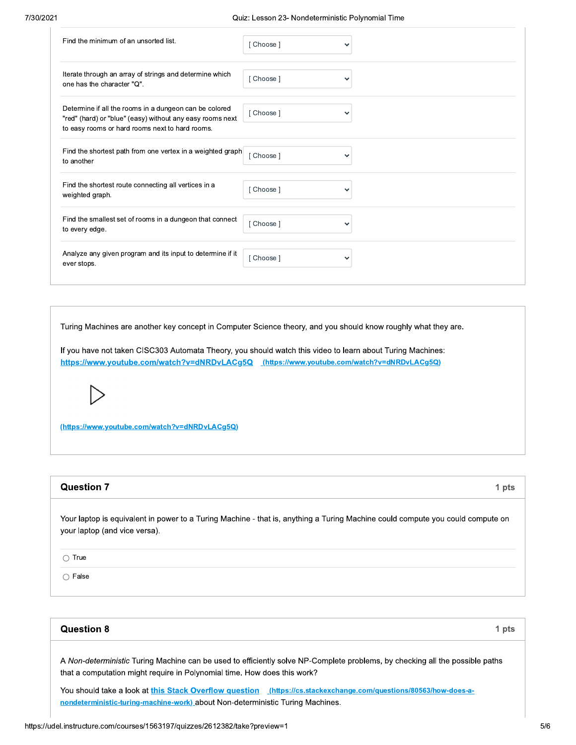| | |
|---|---|
| Find the minimum of an unsorted list. | [ Choose ] |
| Iterate through an array of strings and determine which one has the character "Q". | [ Choose ] |
| Determine if all the rooms in a dungeon can be colored "red" (hard) or "blue" (easy) without any easy rooms next to easy rooms or hard rooms next to hard rooms. | [ Choose ] |
| Find the shortest path from one vertex in a weighted graph to another | [ Choose ] |
| Find the shortest route connecting all vertices in a weighted graph. | [ Choose ] |
| Find the smallest set of rooms in a dungeon that connect to every edge. | [ Choose ] |
| Analyze any given program and its input to determine if it ever stops. | [ Choose ] |

Turing Machines are another key concept in Computer Science theory, and you should know roughly what they are.

If you have not taken CISC303 Automata Theory, you should watch this video to learn about Turing Machines: [https://www.youtube.com/watch?v=dNRDvLACg5Q](https://www.youtube.com/watch?v=dNRDvLACg5Q) (https://www.youtube.com/watch?v=dNRDvLACg5Q)

(https://www.youtube.com/watch?v=dNRDvLACg5Q)

## Question 7

1 pts

Your laptop is equivalent in power to a Turing Machine - that is, anything a Turing Machine could compute you could compute on your laptop (and vice versa).

- ◯ True
- ◯ False

## Question 8

1 pts

A *Non-deterministic* Turing Machine can be used to efficiently solve NP-Complete problems, by checking all the possible paths that a computation might require in Polynomial time. How does this work?

You should take a look at [this Stack Overflow question](https://cs.stackexchange.com/questions/80563/how-does-a-nondeterministic-turing-machine-work) (https://cs.stackexchange.com/questions/80563/how-does-a-nondeterministic-turing-machine-work) about Non-deterministic Turing Machines.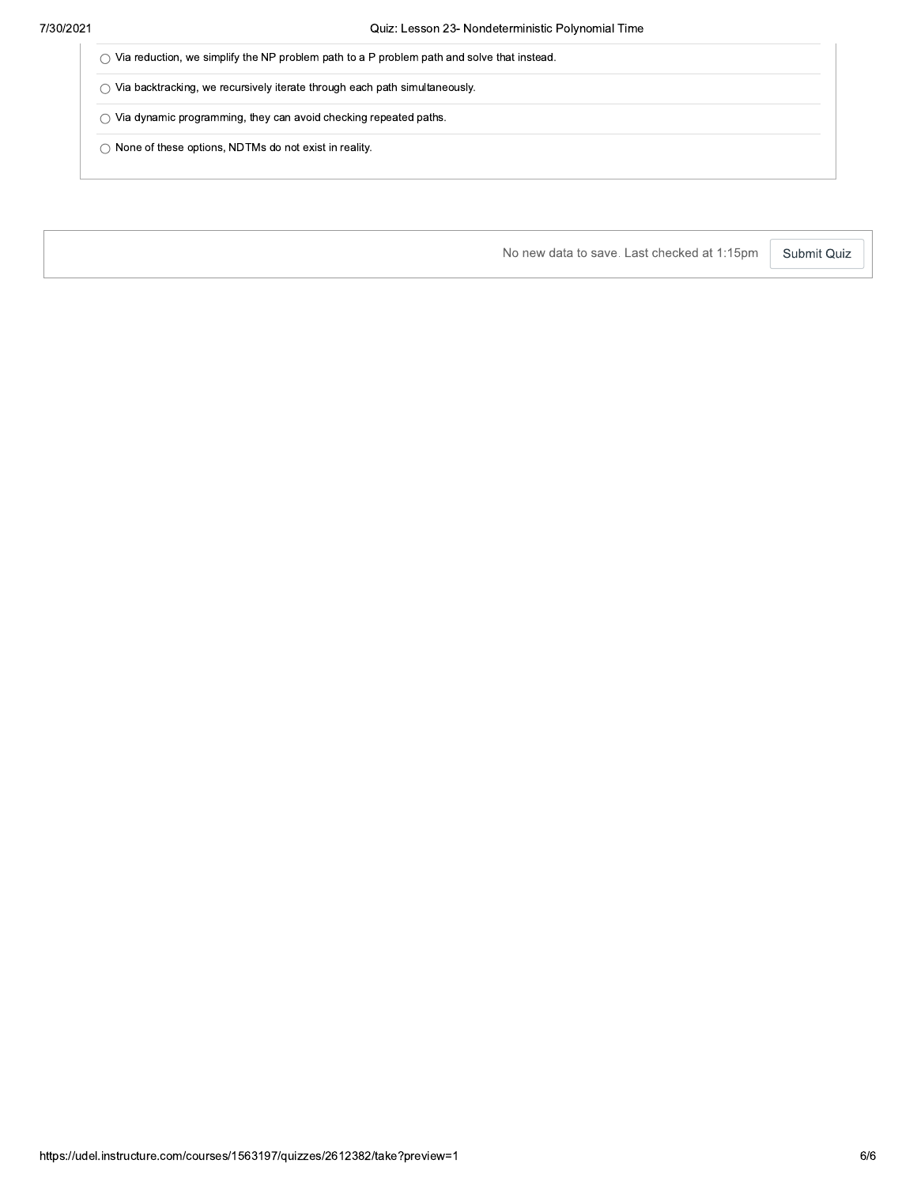- ◯ Via reduction, we simplify the NP problem path to a P problem path and solve that instead.
- ◯ Via backtracking, we recursively iterate through each path simultaneously.
- ◯ Via dynamic programming, they can avoid checking repeated paths.
- ◯ None of these options, NDTMs do not exist in reality.

No new data to save. Last checked at 1:15pm

Submit Quiz